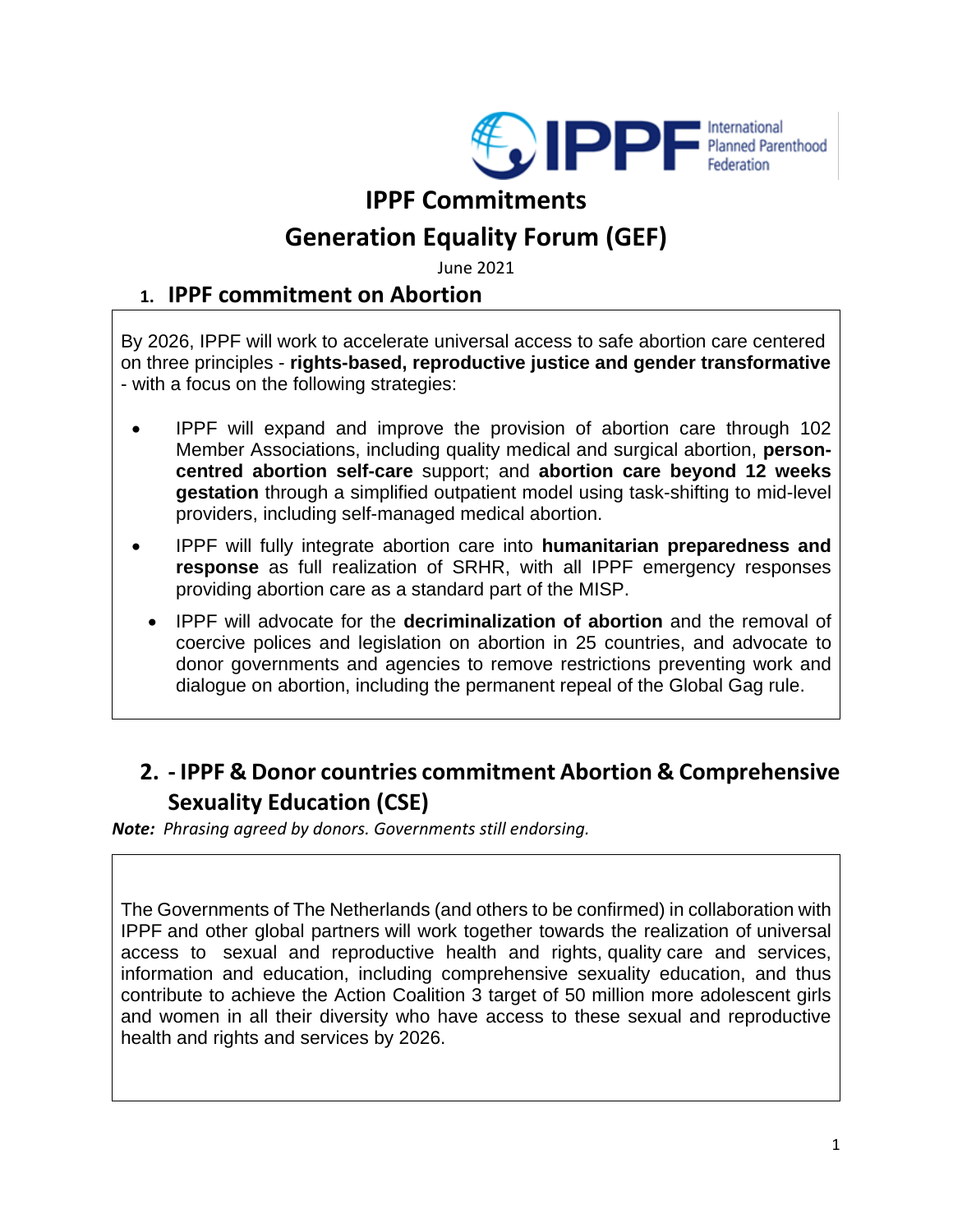# IPPF Commitments

# Generation Equality Forum (GEF)

June 2021

## 1. IPPF commitment on Abortion

By 2026, IPPF will work to accelerate universal access to safe abortion care centered on three principles - **rights-based, reproductive justice and gender transformative** - with a focus on the following strategies:

- IPPF will expand and improve the provision of abortion care through 102 Member Associations, including quality medical and surgical abortion, **person-centred abortion self-care** support; and **abortion care beyond 12 weeks gestation** through a simplified outpatient model using task-shifting to mid-level providers, including self-managed medical abortion.
- IPPF will fully integrate abortion care into **humanitarian preparedness and response** as full realization of SRHR, with all IPPF emergency responses providing abortion care as a standard part of the MISP.
- IPPF will advocate for the **decriminalization of abortion** and the removal of coercive polices and legislation on abortion in 25 countries, and advocate to donor governments and agencies to remove restrictions preventing work and dialogue on abortion, including the permanent repeal of the Global Gag rule.

## 2. - IPPF & Donor countries commitment Abortion & Comprehensive Sexuality Education (CSE)

***Note:*** *Phrasing agreed by donors. Governments still endorsing.*

The Governments of The Netherlands (and others to be confirmed) in collaboration with IPPF and other global partners will work together towards the realization of universal access to sexual and reproductive health and rights, quality care and services, information and education, including comprehensive sexuality education, and thus contribute to achieve the Action Coalition 3 target of 50 million more adolescent girls and women in all their diversity who have access to these sexual and reproductive health and rights and services by 2026.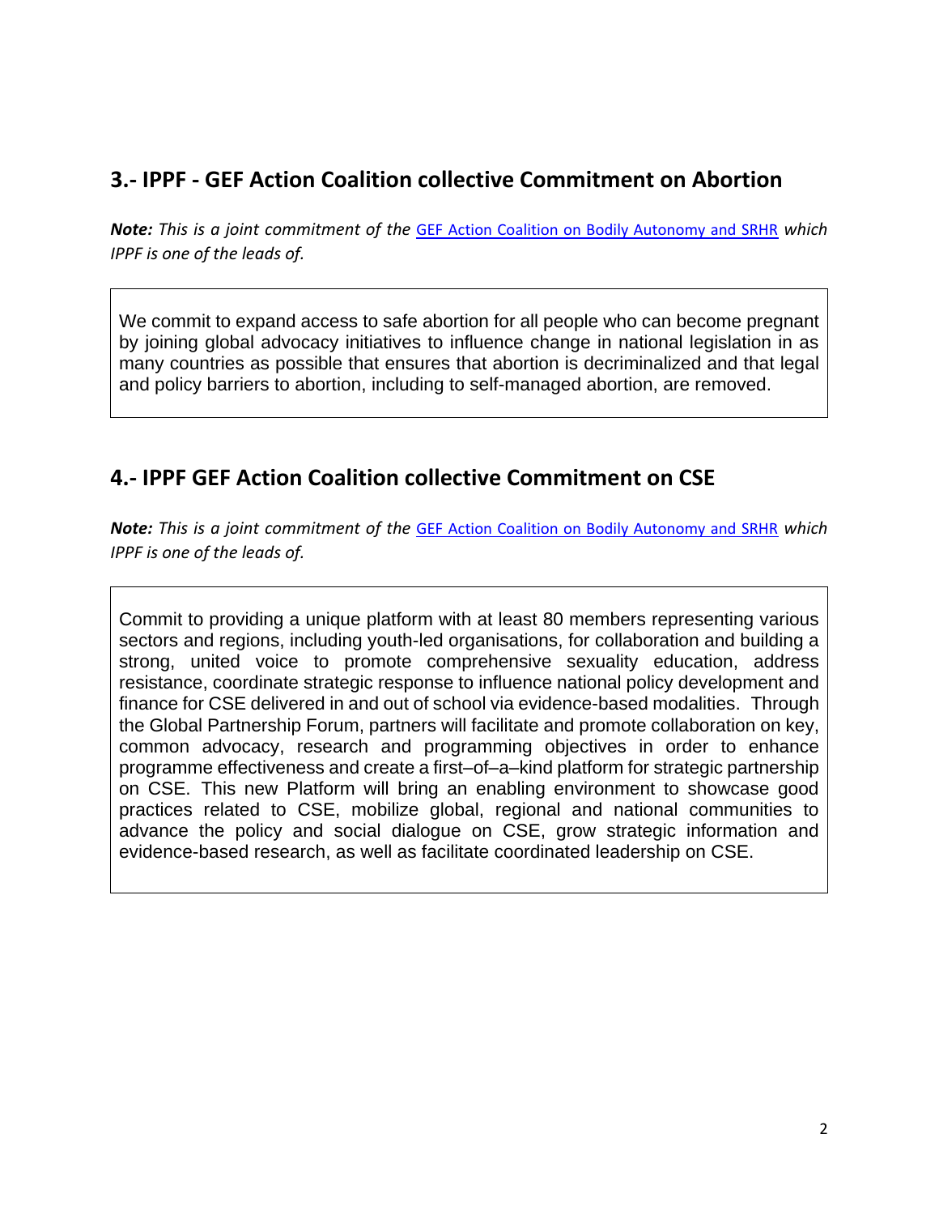## 3.- IPPF - GEF Action Coalition collective Commitment on Abortion

***Note:*** *This is a joint commitment of the* GEF Action Coalition on Bodily Autonomy and SRHR *which IPPF is one of the leads of.*

We commit to expand access to safe abortion for all people who can become pregnant by joining global advocacy initiatives to influence change in national legislation in as many countries as possible that ensures that abortion is decriminalized and that legal and policy barriers to abortion, including to self-managed abortion, are removed.

## 4.- IPPF GEF Action Coalition collective Commitment on CSE

***Note:*** *This is a joint commitment of the* GEF Action Coalition on Bodily Autonomy and SRHR *which IPPF is one of the leads of.*

Commit to providing a unique platform with at least 80 members representing various sectors and regions, including youth-led organisations, for collaboration and building a strong, united voice to promote comprehensive sexuality education, address resistance, coordinate strategic response to influence national policy development and finance for CSE delivered in and out of school via evidence-based modalities. Through the Global Partnership Forum, partners will facilitate and promote collaboration on key, common advocacy, research and programming objectives in order to enhance programme effectiveness and create a first–of–a–kind platform for strategic partnership on CSE. This new Platform will bring an enabling environment to showcase good practices related to CSE, mobilize global, regional and national communities to advance the policy and social dialogue on CSE, grow strategic information and evidence-based research, as well as facilitate coordinated leadership on CSE.